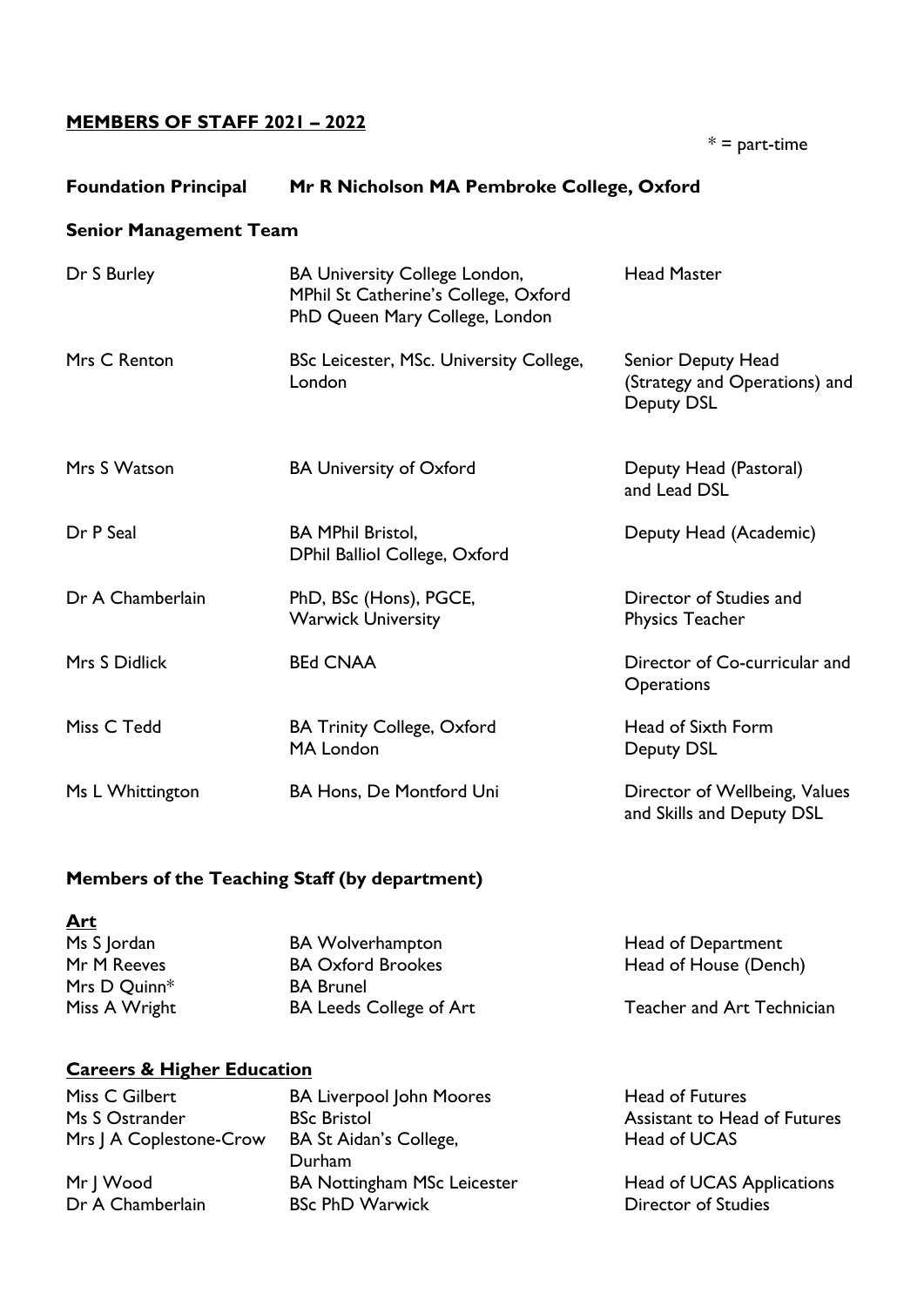## MEMBERS OF STAFF 2021 – 2022

\* = part-time

**Foundation Principal** **Mr R Nicholson MA Pembroke College, Oxford**

### Senior Management Team

| | | |
|---|---|---|
| Dr S Burley | BA University College London, MPhil St Catherine's College, Oxford PhD Queen Mary College, London | Head Master |
| Mrs C Renton | BSc Leicester, MSc. University College, London | Senior Deputy Head (Strategy and Operations) and Deputy DSL |
| Mrs S Watson | BA University of Oxford | Deputy Head (Pastoral) and Lead DSL |
| Dr P Seal | BA MPhil Bristol, DPhil Balliol College, Oxford | Deputy Head (Academic) |
| Dr A Chamberlain | PhD, BSc (Hons), PGCE, Warwick University | Director of Studies and Physics Teacher |
| Mrs S Didlick | BEd CNAA | Director of Co-curricular and Operations |
| Miss C Tedd | BA Trinity College, Oxford MA London | Head of Sixth Form Deputy DSL |
| Ms L Whittington | BA Hons, De Montford Uni | Director of Wellbeing, Values and Skills and Deputy DSL |

### Members of the Teaching Staff (by department)

**Art**

| | | |
|---|---|---|
| Ms S Jordan | BA Wolverhampton | Head of Department |
| Mr M Reeves | BA Oxford Brookes | Head of House (Dench) |
| Mrs D Quinn* | BA Brunel | |
| Miss A Wright | BA Leeds College of Art | Teacher and Art Technician |

**Careers & Higher Education**

| | | |
|---|---|---|
| Miss C Gilbert | BA Liverpool John Moores | Head of Futures |
| Ms S Ostrander | BSc Bristol | Assistant to Head of Futures |
| Mrs J A Coplestone-Crow | BA St Aidan's College, Durham | Head of UCAS |
| Mr J Wood | BA Nottingham MSc Leicester | Head of UCAS Applications |
| Dr A Chamberlain | BSc PhD Warwick | Director of Studies |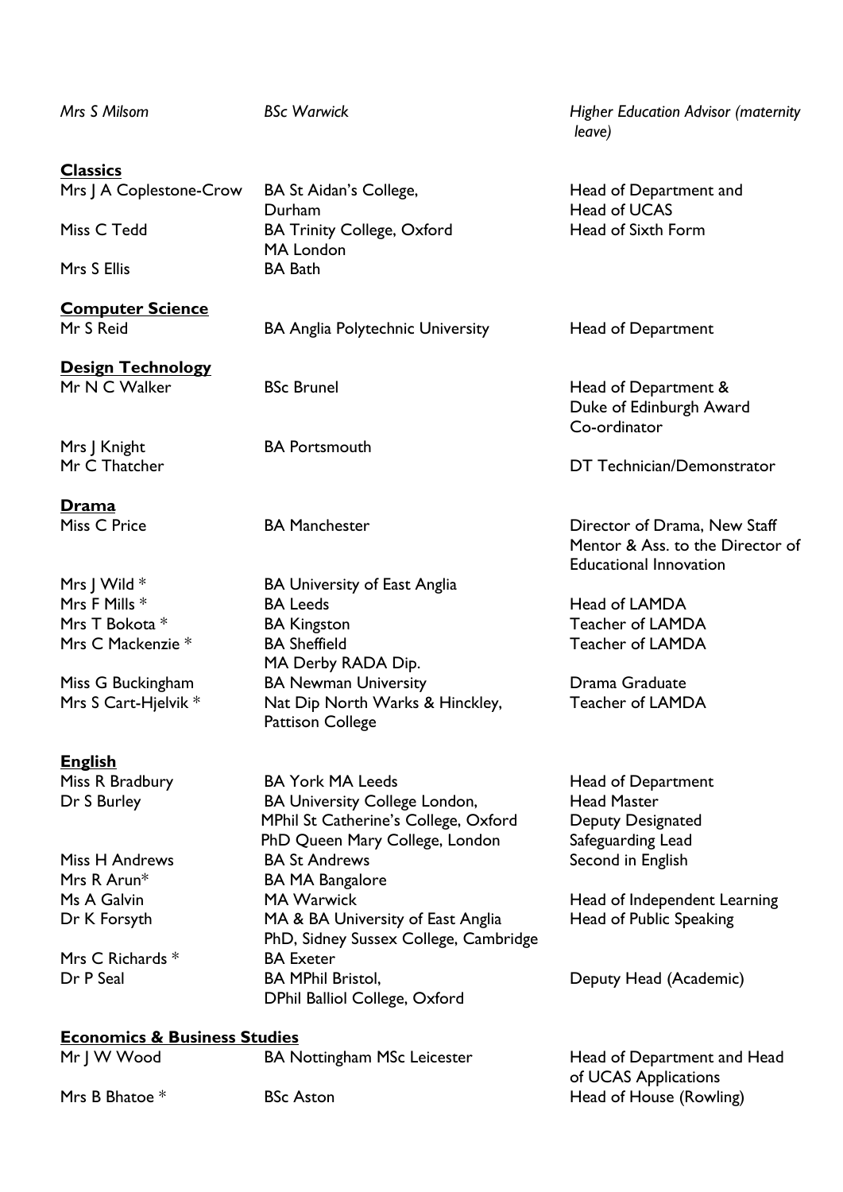| | | |
|---|---|---|
| *Mrs S Milsom* | *BSc Warwick* | *Higher Education Advisor (maternity leave)* |

**Classics**

| | | |
|---|---|---|
| Mrs J A Coplestone-Crow | BA St Aidan's College, Durham | Head of Department and Head of UCAS |
| Miss C Tedd | BA Trinity College, Oxford MA London | Head of Sixth Form |
| Mrs S Ellis | BA Bath | |

**Computer Science**

| | | |
|---|---|---|
| Mr S Reid | BA Anglia Polytechnic University | Head of Department |

**Design Technology**

| | | |
|---|---|---|
| Mr N C Walker | BSc Brunel | Head of Department & Duke of Edinburgh Award Co-ordinator |
| Mrs J Knight | BA Portsmouth | |
| Mr C Thatcher | | DT Technician/Demonstrator |

**Drama**

| | | |
|---|---|---|
| Miss C Price | BA Manchester | Director of Drama, New Staff Mentor & Ass. to the Director of Educational Innovation |
| Mrs J Wild * | BA University of East Anglia | |
| Mrs F Mills * | BA Leeds | Head of LAMDA |
| Mrs T Bokota * | BA Kingston | Teacher of LAMDA |
| Mrs C Mackenzie * | BA Sheffield MA Derby RADA Dip. | Teacher of LAMDA |
| Miss G Buckingham | BA Newman University | Drama Graduate |
| Mrs S Cart-Hjelvik * | Nat Dip North Warks & Hinckley, Pattison College | Teacher of LAMDA |

**English**

| | | |
|---|---|---|
| Miss R Bradbury | BA York MA Leeds | Head of Department |
| Dr S Burley | BA University College London, MPhil St Catherine's College, Oxford PhD Queen Mary College, London | Head Master Deputy Designated Safeguarding Lead |
| Miss H Andrews | BA St Andrews | Second in English |
| Mrs R Arun* | BA MA Bangalore | |
| Ms A Galvin | MA Warwick | Head of Independent Learning |
| Dr K Forsyth | MA & BA University of East Anglia PhD, Sidney Sussex College, Cambridge | Head of Public Speaking |
| Mrs C Richards * | BA Exeter | |
| Dr P Seal | BA MPhil Bristol, DPhil Balliol College, Oxford | Deputy Head (Academic) |

**Economics & Business Studies**

| | | |
|---|---|---|
| Mr J W Wood | BA Nottingham MSc Leicester | Head of Department and Head of UCAS Applications |
| Mrs B Bhatoe * | BSc Aston | Head of House (Rowling) |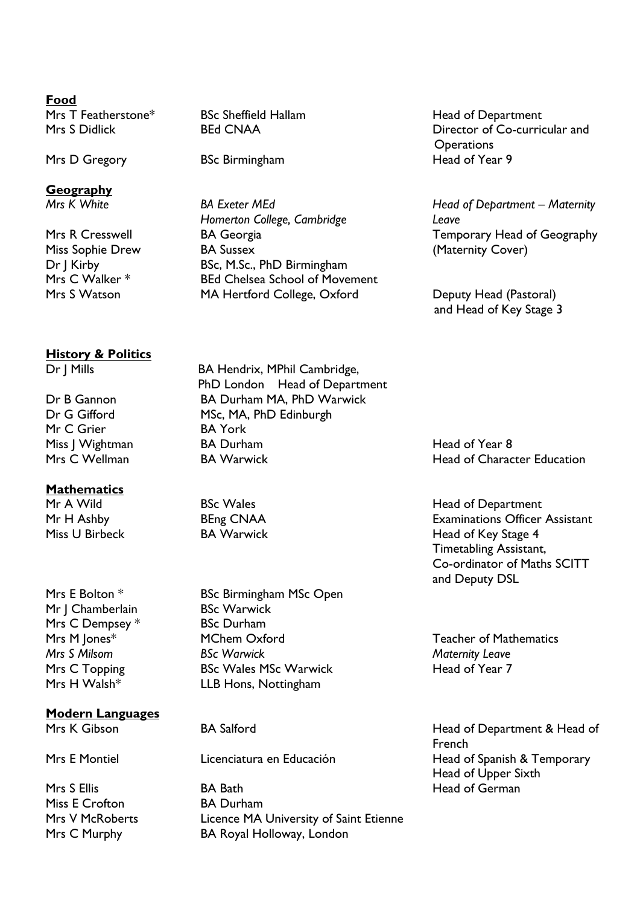**Food**

| | | |
|---|---|---|
| Mrs T Featherstone* | BSc Sheffield Hallam | Head of Department |
| Mrs S Didlick | BEd CNAA | Director of Co-curricular and Operations |
| Mrs D Gregory | BSc Birmingham | Head of Year 9 |

**Geography**

| | | |
|---|---|---|
| *Mrs K White* | *BA Exeter MEd Homerton College, Cambridge* | *Head of Department – Maternity Leave* |
| Mrs R Cresswell | BA Georgia | Temporary Head of Geography (Maternity Cover) |
| Miss Sophie Drew | BA Sussex | |
| Dr J Kirby | BSc, M.Sc., PhD Birmingham | |
| Mrs C Walker * | BEd Chelsea School of Movement | |
| Mrs S Watson | MA Hertford College, Oxford | Deputy Head (Pastoral) and Head of Key Stage 3 |

**History & Politics**

| | | |
|---|---|---|
| Dr J Mills | BA Hendrix, MPhil Cambridge, PhD London Head of Department | |
| Dr B Gannon | BA Durham MA, PhD Warwick | |
| Dr G Gifford | MSc, MA, PhD Edinburgh | |
| Mr C Grier | BA York | |
| Miss J Wightman | BA Durham | Head of Year 8 |
| Mrs C Wellman | BA Warwick | Head of Character Education |

**Mathematics**

| | | |
|---|---|---|
| Mr A Wild | BSc Wales | Head of Department |
| Mr H Ashby | BEng CNAA | Examinations Officer Assistant |
| Miss U Birbeck | BA Warwick | Head of Key Stage 4 Timetabling Assistant, Co-ordinator of Maths SCITT and Deputy DSL |
| Mrs E Bolton * | BSc Birmingham MSc Open | |
| Mr J Chamberlain | BSc Warwick | |
| Mrs C Dempsey * | BSc Durham | |
| Mrs M Jones* | MChem Oxford | Teacher of Mathematics |
| *Mrs S Milsom* | *BSc Warwick* | *Maternity Leave* |
| Mrs C Topping | BSc Wales MSc Warwick | Head of Year 7 |
| Mrs H Walsh* | LLB Hons, Nottingham | |

**Modern Languages**

| | | |
|---|---|---|
| Mrs K Gibson | BA Salford | Head of Department & Head of French |
| Mrs E Montiel | Licenciatura en Educación | Head of Spanish & Temporary Head of Upper Sixth |
| Mrs S Ellis | BA Bath | Head of German |
| Miss E Crofton | BA Durham | |
| Mrs V McRoberts | Licence MA University of Saint Etienne | |
| Mrs C Murphy | BA Royal Holloway, London | |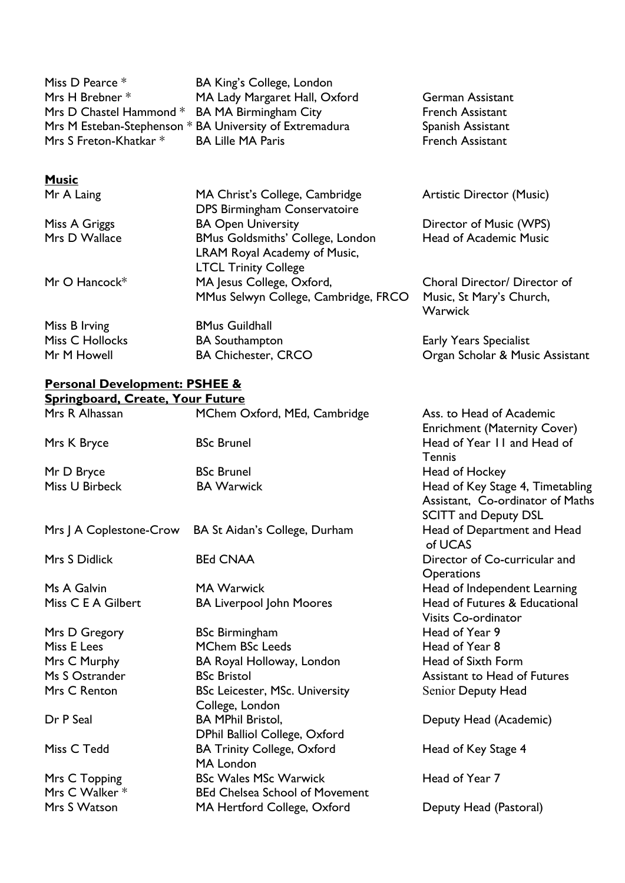| | | |
|---|---|---|
| Miss D Pearce * | BA King's College, London | |
| Mrs H Brebner * | MA Lady Margaret Hall, Oxford | German Assistant |
| Mrs D Chastel Hammond * | BA MA Birmingham City | French Assistant |
| Mrs M Esteban-Stephenson * | BA University of Extremadura | Spanish Assistant |
| Mrs S Freton-Khatkar * | BA Lille MA Paris | French Assistant |

**Music**

| | | |
|---|---|---|
| Mr A Laing | MA Christ's College, Cambridge DPS Birmingham Conservatoire | Artistic Director (Music) |
| Miss A Griggs | BA Open University | Director of Music (WPS) |
| Mrs D Wallace | BMus Goldsmiths' College, London LRAM Royal Academy of Music, LTCL Trinity College | Head of Academic Music |
| Mr O Hancock* | MA Jesus College, Oxford, MMus Selwyn College, Cambridge, FRCO | Choral Director/ Director of Music, St Mary's Church, Warwick |
| Miss B Irving | BMus Guildhall | |
| Miss C Hollocks | BA Southampton | Early Years Specialist |
| Mr M Howell | BA Chichester, CRCO | Organ Scholar & Music Assistant |

**Personal Development: PSHEE & Springboard, Create, Your Future**

| | | |
|---|---|---|
| Mrs R Alhassan | MChem Oxford, MEd, Cambridge | Ass. to Head of Academic Enrichment (Maternity Cover) |
| Mrs K Bryce | BSc Brunel | Head of Year 11 and Head of Tennis |
| Mr D Bryce | BSc Brunel | Head of Hockey |
| Miss U Birbeck | BA Warwick | Head of Key Stage 4, Timetabling Assistant, Co-ordinator of Maths SCITT and Deputy DSL |
| Mrs J A Coplestone-Crow | BA St Aidan's College, Durham | Head of Department and Head of UCAS |
| Mrs S Didlick | BEd CNAA | Director of Co-curricular and Operations |
| Ms A Galvin | MA Warwick | Head of Independent Learning |
| Miss C E A Gilbert | BA Liverpool John Moores | Head of Futures & Educational Visits Co-ordinator |
| Mrs D Gregory | BSc Birmingham | Head of Year 9 |
| Miss E Lees | MChem BSc Leeds | Head of Year 8 |
| Mrs C Murphy | BA Royal Holloway, London | Head of Sixth Form |
| Ms S Ostrander | BSc Bristol | Assistant to Head of Futures |
| Mrs C Renton | BSc Leicester, MSc. University College, London | Senior Deputy Head |
| Dr P Seal | BA MPhil Bristol, DPhil Balliol College, Oxford | Deputy Head (Academic) |
| Miss C Tedd | BA Trinity College, Oxford MA London | Head of Key Stage 4 |
| Mrs C Topping | BSc Wales MSc Warwick | Head of Year 7 |
| Mrs C Walker * | BEd Chelsea School of Movement | |
| Mrs S Watson | MA Hertford College, Oxford | Deputy Head (Pastoral) |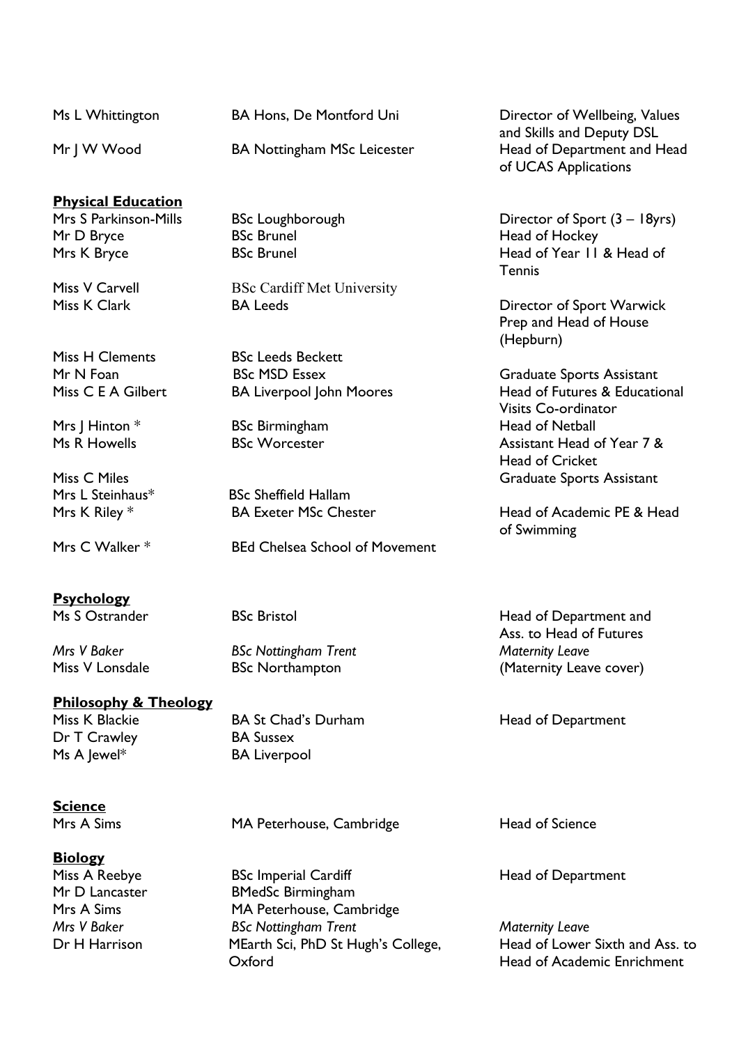| | | |
|---|---|---|
| Ms L Whittington | BA Hons, De Montford Uni | Director of Wellbeing, Values and Skills and Deputy DSL |
| Mr J W Wood | BA Nottingham MSc Leicester | Head of Department and Head of UCAS Applications |

**Physical Education**

| | | |
|---|---|---|
| Mrs S Parkinson-Mills | BSc Loughborough | Director of Sport (3 – 18yrs) |
| Mr D Bryce | BSc Brunel | Head of Hockey |
| Mrs K Bryce | BSc Brunel | Head of Year 11 & Head of Tennis |
| Miss V Carvell | BSc Cardiff Met University | |
| Miss K Clark | BA Leeds | Director of Sport Warwick Prep and Head of House (Hepburn) |
| Miss H Clements | BSc Leeds Beckett | |
| Mr N Foan | BSc MSD Essex | Graduate Sports Assistant |
| Miss C E A Gilbert | BA Liverpool John Moores | Head of Futures & Educational Visits Co-ordinator |
| Mrs J Hinton * | BSc Birmingham | Head of Netball |
| Ms R Howells | BSc Worcester | Assistant Head of Year 7 & Head of Cricket |
| Miss C Miles | | Graduate Sports Assistant |
| Mrs L Steinhaus* | BSc Sheffield Hallam | |
| Mrs K Riley * | BA Exeter MSc Chester | Head of Academic PE & Head of Swimming |
| Mrs C Walker * | BEd Chelsea School of Movement | |

**Psychology**

| | | |
|---|---|---|
| Ms S Ostrander | BSc Bristol | Head of Department and Ass. to Head of Futures |
| *Mrs V Baker* | *BSc Nottingham Trent* | *Maternity Leave* |
| Miss V Lonsdale | BSc Northampton | (Maternity Leave cover) |

**Philosophy & Theology**

| | | |
|---|---|---|
| Miss K Blackie | BA St Chad's Durham | Head of Department |
| Dr T Crawley | BA Sussex | |
| Ms A Jewel* | BA Liverpool | |

**Science**

| | | |
|---|---|---|
| Mrs A Sims | MA Peterhouse, Cambridge | Head of Science |

**Biology**

| | | |
|---|---|---|
| Miss A Reebye | BSc Imperial Cardiff | Head of Department |
| Mr D Lancaster | BMedSc Birmingham | |
| Mrs A Sims | MA Peterhouse, Cambridge | |
| *Mrs V Baker* | *BSc Nottingham Trent* | *Maternity Leave* |
| Dr H Harrison | MEarth Sci, PhD St Hugh's College, Oxford | Head of Lower Sixth and Ass. to Head of Academic Enrichment |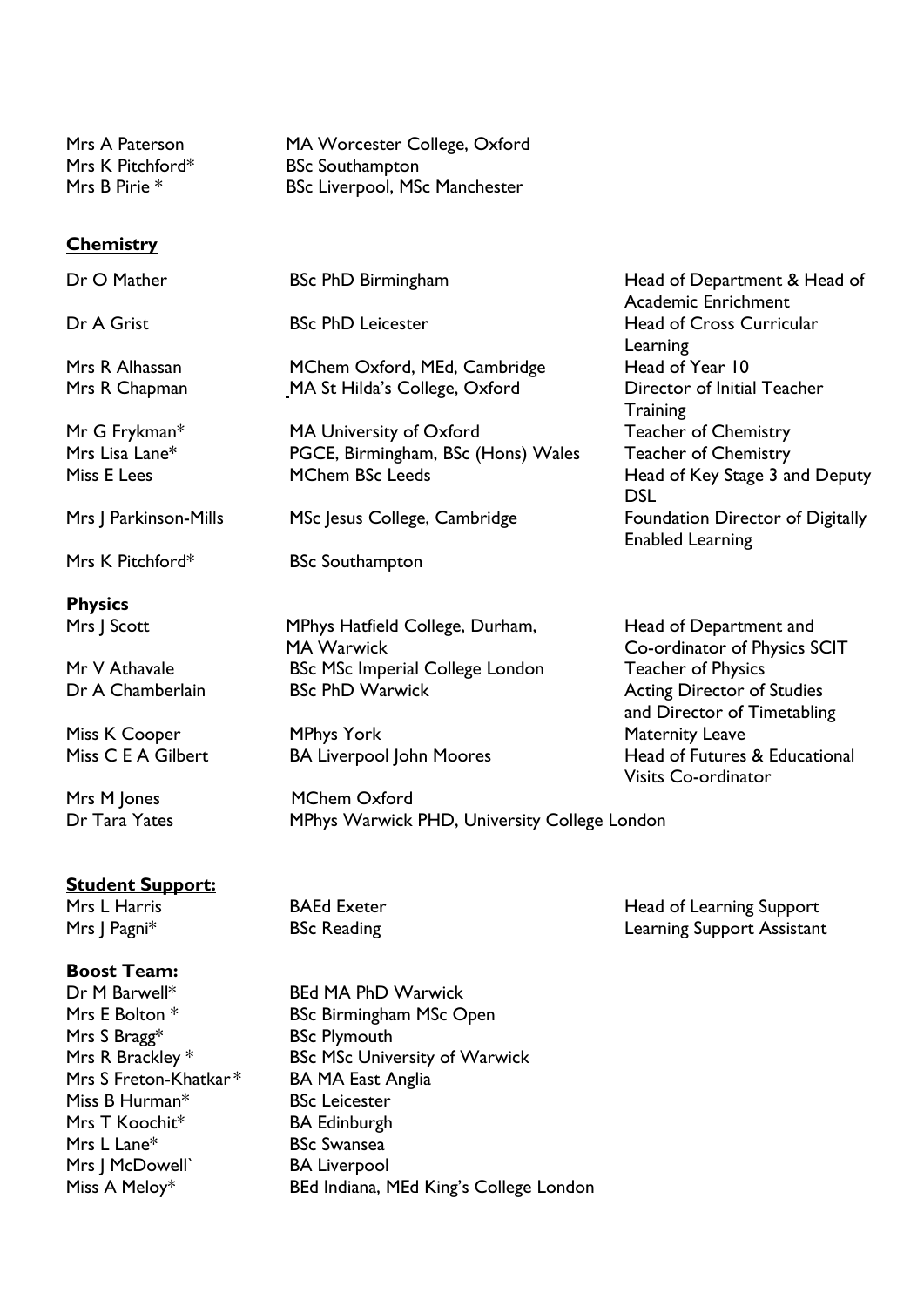| | | |
|---|---|---|
| Mrs A Paterson | MA Worcester College, Oxford | |
| Mrs K Pitchford* | BSc Southampton | |
| Mrs B Pirie * | BSc Liverpool, MSc Manchester | |

**Chemistry**

| | | |
|---|---|---|
| Dr O Mather | BSc PhD Birmingham | Head of Department & Head of Academic Enrichment |
| Dr A Grist | BSc PhD Leicester | Head of Cross Curricular Learning |
| Mrs R Alhassan | MChem Oxford, MEd, Cambridge | Head of Year 10 |
| Mrs R Chapman | MA St Hilda's College, Oxford | Director of Initial Teacher Training |
| Mr G Frykman* | MA University of Oxford | Teacher of Chemistry |
| Mrs Lisa Lane* | PGCE, Birmingham, BSc (Hons) Wales | Teacher of Chemistry |
| Miss E Lees | MChem BSc Leeds | Head of Key Stage 3 and Deputy DSL |
| Mrs J Parkinson-Mills | MSc Jesus College, Cambridge | Foundation Director of Digitally Enabled Learning |
| Mrs K Pitchford* | BSc Southampton | |

**Physics**

| | | |
|---|---|---|
| Mrs J Scott | MPhys Hatfield College, Durham, MA Warwick | Head of Department and Co-ordinator of Physics SCIT |
| Mr V Athavale | BSc MSc Imperial College London | Teacher of Physics |
| Dr A Chamberlain | BSc PhD Warwick | Acting Director of Studies and Director of Timetabling |
| Miss K Cooper | MPhys York | Maternity Leave |
| Miss C E A Gilbert | BA Liverpool John Moores | Head of Futures & Educational Visits Co-ordinator |
| Mrs M Jones | MChem Oxford | |
| Dr Tara Yates | MPhys Warwick PHD, University College London | |

**Student Support:**

| | | |
|---|---|---|
| Mrs L Harris | BAEd Exeter | Head of Learning Support |
| Mrs J Pagni* | BSc Reading | Learning Support Assistant |

**Boost Team:**

| | |
|---|---|
| Dr M Barwell* | BEd MA PhD Warwick |
| Mrs E Bolton * | BSc Birmingham MSc Open |
| Mrs S Bragg* | BSc Plymouth |
| Mrs R Brackley * | BSc MSc University of Warwick |
| Mrs S Freton-Khatkar * | BA MA East Anglia |
| Miss B Hurman* | BSc Leicester |
| Mrs T Koochit* | BA Edinburgh |
| Mrs L Lane* | BSc Swansea |
| Mrs J McDowell` | BA Liverpool |
| Miss A Meloy* | BEd Indiana, MEd King's College London |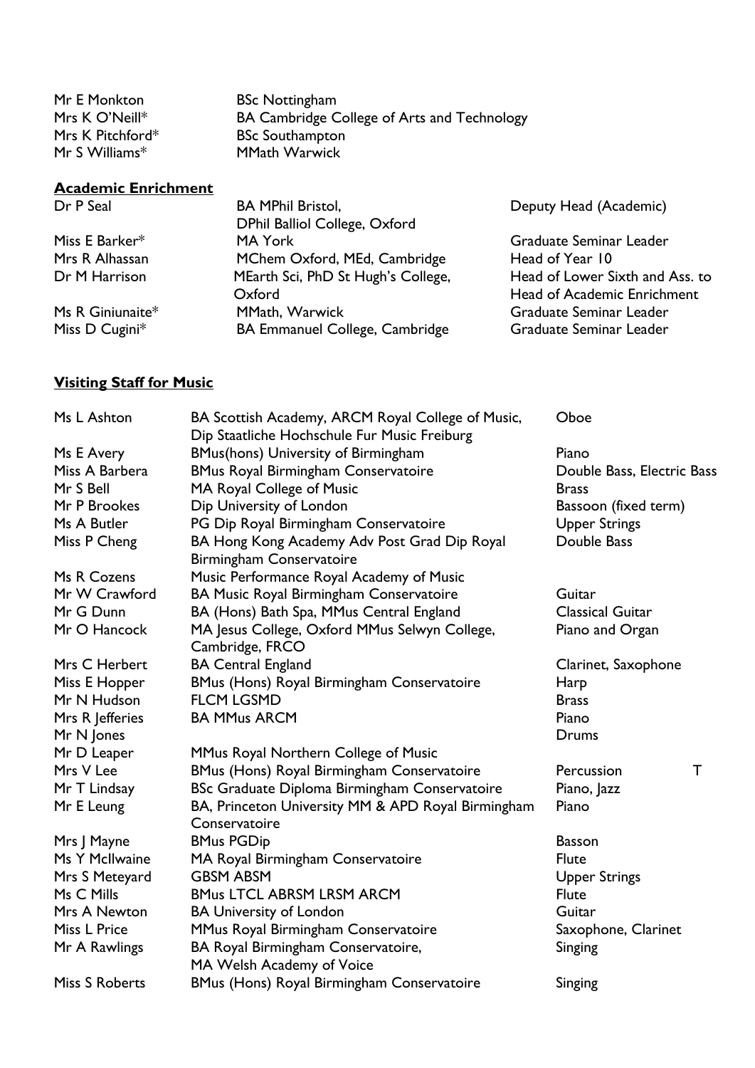| | |
|---|---|
| Mr E Monkton | BSc Nottingham |
| Mrs K O'Neill* | BA Cambridge College of Arts and Technology |
| Mrs K Pitchford* | BSc Southampton |
| Mr S Williams* | MMath Warwick |

**Academic Enrichment**

| | | |
|---|---|---|
| Dr P Seal | BA MPhil Bristol, DPhil Balliol College, Oxford | Deputy Head (Academic) |
| Miss E Barker* | MA York | Graduate Seminar Leader |
| Mrs R Alhassan | MChem Oxford, MEd, Cambridge | Head of Year 10 |
| Dr M Harrison | MEarth Sci, PhD St Hugh's College, Oxford | Head of Lower Sixth and Ass. to Head of Academic Enrichment |
| Ms R Giniunaite* | MMath, Warwick | Graduate Seminar Leader |
| Miss D Cugini* | BA Emmanuel College, Cambridge | Graduate Seminar Leader |

**Visiting Staff for Music**

| | | | |
|---|---|---|---|
| Ms L Ashton | BA Scottish Academy, ARCM Royal College of Music, Dip Staatliche Hochschule Fur Music Freiburg | Oboe | |
| Ms E Avery | BMus(hons) University of Birmingham | Piano | |
| Miss A Barbera | BMus Royal Birmingham Conservatoire | Double Bass, Electric Bass | |
| Mr S Bell | MA Royal College of Music | Brass | |
| Mr P Brookes | Dip University of London | Bassoon (fixed term) | |
| Ms A Butler | PG Dip Royal Birmingham Conservatoire | Upper Strings | |
| Miss P Cheng | BA Hong Kong Academy Adv Post Grad Dip Royal Birmingham Conservatoire | Double Bass | |
| Ms R Cozens | Music Performance Royal Academy of Music | | |
| Mr W Crawford | BA Music Royal Birmingham Conservatoire | Guitar | |
| Mr G Dunn | BA (Hons) Bath Spa, MMus Central England | Classical Guitar | |
| Mr O Hancock | MA Jesus College, Oxford MMus Selwyn College, Cambridge, FRCO | Piano and Organ | |
| Mrs C Herbert | BA Central England | Clarinet, Saxophone | |
| Miss E Hopper | BMus (Hons) Royal Birmingham Conservatoire | Harp | |
| Mr N Hudson | FLCM LGSMD | Brass | |
| Mrs R Jefferies | BA MMus ARCM | Piano | |
| Mr N Jones | | Drums | |
| Mr D Leaper | MMus Royal Northern College of Music | | |
| Mrs V Lee | BMus (Hons) Royal Birmingham Conservatoire | Percussion | T |
| Mr T Lindsay | BSc Graduate Diploma Birmingham Conservatoire | Piano, Jazz | |
| Mr E Leung | BA, Princeton University MM & APD Royal Birmingham Conservatoire | Piano | |
| Mrs J Mayne | BMus PGDip | Basson | |
| Ms Y McIlwaine | MA Royal Birmingham Conservatoire | Flute | |
| Mrs S Meteyard | GBSM ABSM | Upper Strings | |
| Ms C Mills | BMus LTCL ABRSM LRSM ARCM | Flute | |
| Mrs A Newton | BA University of London | Guitar | |
| Miss L Price | MMus Royal Birmingham Conservatoire | Saxophone, Clarinet | |
| Mr A Rawlings | BA Royal Birmingham Conservatoire, MA Welsh Academy of Voice | Singing | |
| Miss S Roberts | BMus (Hons) Royal Birmingham Conservatoire | Singing | |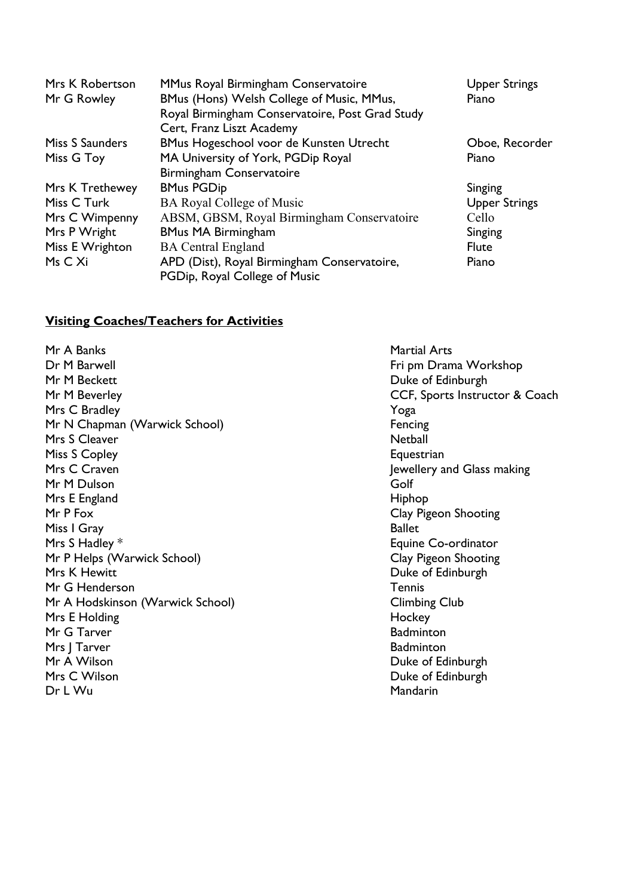| | | |
|---|---|---|
| Mrs K Robertson | MMus Royal Birmingham Conservatoire | Upper Strings |
| Mr G Rowley | BMus (Hons) Welsh College of Music, MMus, Royal Birmingham Conservatoire, Post Grad Study Cert, Franz Liszt Academy | Piano |
| Miss S Saunders | BMus Hogeschool voor de Kunsten Utrecht | Oboe, Recorder |
| Miss G Toy | MA University of York, PGDip Royal Birmingham Conservatoire | Piano |
| Mrs K Trethewey | BMus PGDip | Singing |
| Miss C Turk | BA Royal College of Music | Upper Strings |
| Mrs C Wimpenny | ABSM, GBSM, Royal Birmingham Conservatoire | Cello |
| Mrs P Wright | BMus MA Birmingham | Singing |
| Miss E Wrighton | BA Central England | Flute |
| Ms C Xi | APD (Dist), Royal Birmingham Conservatoire, PGDip, Royal College of Music | Piano |

**Visiting Coaches/Teachers for Activities**

| | |
|---|---|
| Mr A Banks | Martial Arts |
| Dr M Barwell | Fri pm Drama Workshop |
| Mr M Beckett | Duke of Edinburgh |
| Mr M Beverley | CCF, Sports Instructor & Coach |
| Mrs C Bradley | Yoga |
| Mr N Chapman (Warwick School) | Fencing |
| Mrs S Cleaver | Netball |
| Miss S Copley | Equestrian |
| Mrs C Craven | Jewellery and Glass making |
| Mr M Dulson | Golf |
| Mrs E England | Hiphop |
| Mr P Fox | Clay Pigeon Shooting |
| Miss I Gray | Ballet |
| Mrs S Hadley * | Equine Co-ordinator |
| Mr P Helps (Warwick School) | Clay Pigeon Shooting |
| Mrs K Hewitt | Duke of Edinburgh |
| Mr G Henderson | Tennis |
| Mr A Hodskinson (Warwick School) | Climbing Club |
| Mrs E Holding | Hockey |
| Mr G Tarver | Badminton |
| Mrs J Tarver | Badminton |
| Mr A Wilson | Duke of Edinburgh |
| Mrs C Wilson | Duke of Edinburgh |
| Dr L Wu | Mandarin |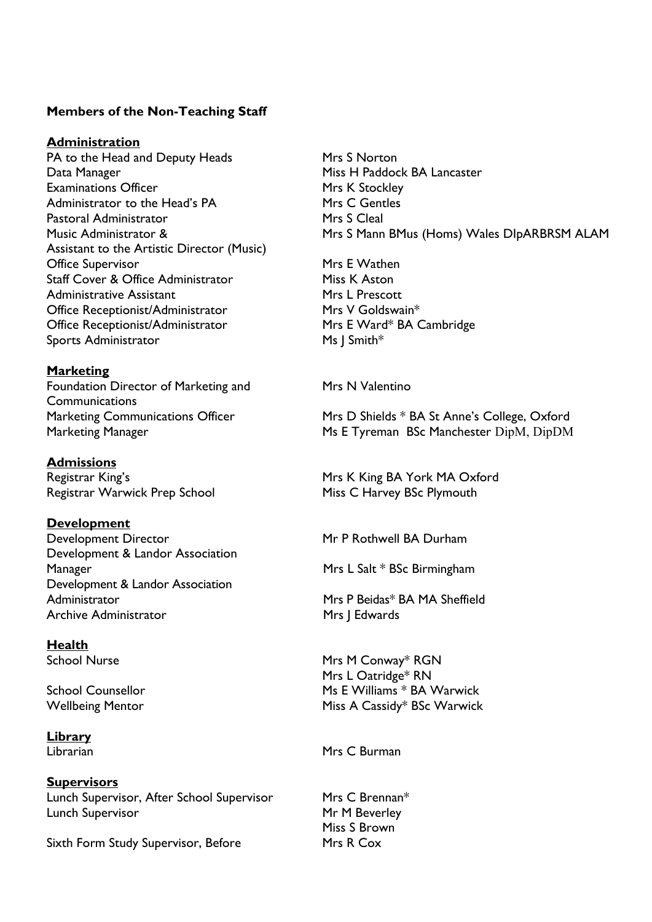**Members of the Non-Teaching Staff**

**Administration**

| | |
|---|---|
| PA to the Head and Deputy Heads | Mrs S Norton |
| Data Manager | Miss H Paddock BA Lancaster |
| Examinations Officer | Mrs K Stockley |
| Administrator to the Head's PA | Mrs C Gentles |
| Pastoral Administrator | Mrs S Cleal |
| Music Administrator & Assistant to the Artistic Director (Music) | Mrs S Mann BMus (Homs) Wales DIpARBRSM ALAM |
| Office Supervisor | Mrs E Wathen |
| Staff Cover & Office Administrator | Miss K Aston |
| Administrative Assistant | Mrs L Prescott |
| Office Receptionist/Administrator | Mrs V Goldswain* |
| Office Receptionist/Administrator | Mrs E Ward* BA Cambridge |
| Sports Administrator | Ms J Smith* |

**Marketing**

| | |
|---|---|
| Foundation Director of Marketing and Communications | Mrs N Valentino |
| Marketing Communications Officer | Mrs D Shields * BA St Anne's College, Oxford |
| Marketing Manager | Ms E Tyreman BSc Manchester DipM, DipDM |

**Admissions**

| | |
|---|---|
| Registrar King's | Mrs K King BA York MA Oxford |
| Registrar Warwick Prep School | Miss C Harvey BSc Plymouth |

**Development**

| | |
|---|---|
| Development Director | Mr P Rothwell BA Durham |
| Development & Landor Association Manager | Mrs L Salt * BSc Birmingham |
| Development & Landor Association Administrator | Mrs P Beidas* BA MA Sheffield |
| Archive Administrator | Mrs J Edwards |

**Health**

| | |
|---|---|
| School Nurse | Mrs M Conway* RGN |
| | Mrs L Oatridge* RN |
| School Counsellor | Ms E Williams * BA Warwick |
| Wellbeing Mentor | Miss A Cassidy* BSc Warwick |

**Library**

| | |
|---|---|
| Librarian | Mrs C Burman |

**Supervisors**

| | |
|---|---|
| Lunch Supervisor, After School Supervisor | Mrs C Brennan* |
| Lunch Supervisor | Mr M Beverley |
| | Miss S Brown |
| Sixth Form Study Supervisor, Before | Mrs R Cox |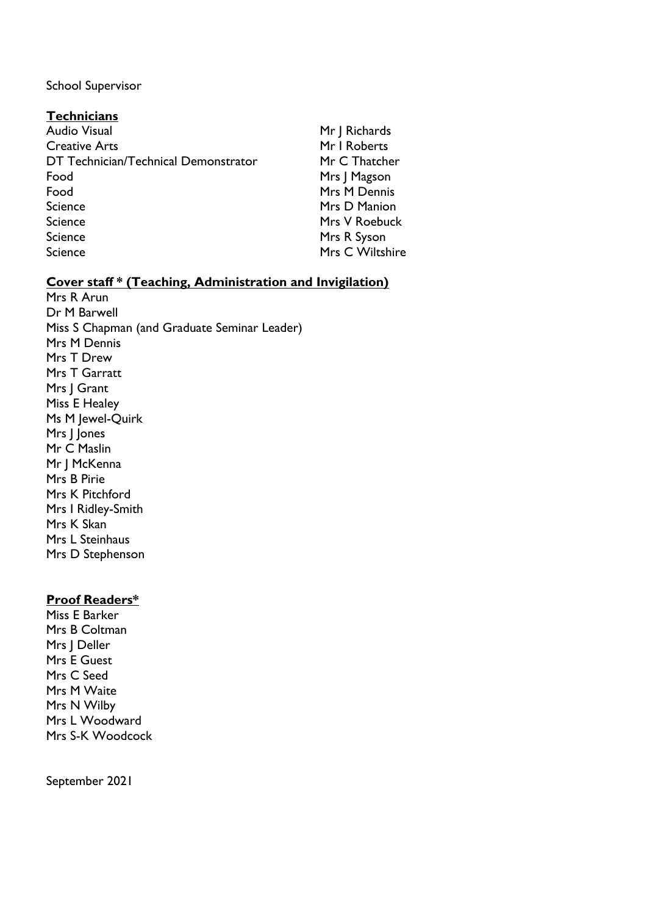School Supervisor

**Technicians**

| | |
|---|---|
| Audio Visual | Mr J Richards |
| Creative Arts | Mr I Roberts |
| DT Technician/Technical Demonstrator | Mr C Thatcher |
| Food | Mrs J Magson |
| Food | Mrs M Dennis |
| Science | Mrs D Manion |
| Science | Mrs V Roebuck |
| Science | Mrs R Syson |
| Science | Mrs C Wiltshire |

**Cover staff * (Teaching, Administration and Invigilation)**

Mrs R Arun
Dr M Barwell
Miss S Chapman (and Graduate Seminar Leader)
Mrs M Dennis
Mrs T Drew
Mrs T Garratt
Mrs J Grant
Miss E Healey
Ms M Jewel-Quirk
Mrs J Jones
Mr C Maslin
Mr J McKenna
Mrs B Pirie
Mrs K Pitchford
Mrs I Ridley-Smith
Mrs K Skan
Mrs L Steinhaus
Mrs D Stephenson

**Proof Readers***

Miss E Barker
Mrs B Coltman
Mrs J Deller
Mrs E Guest
Mrs C Seed
Mrs M Waite
Mrs N Wilby
Mrs L Woodward
Mrs S-K Woodcock

September 2021